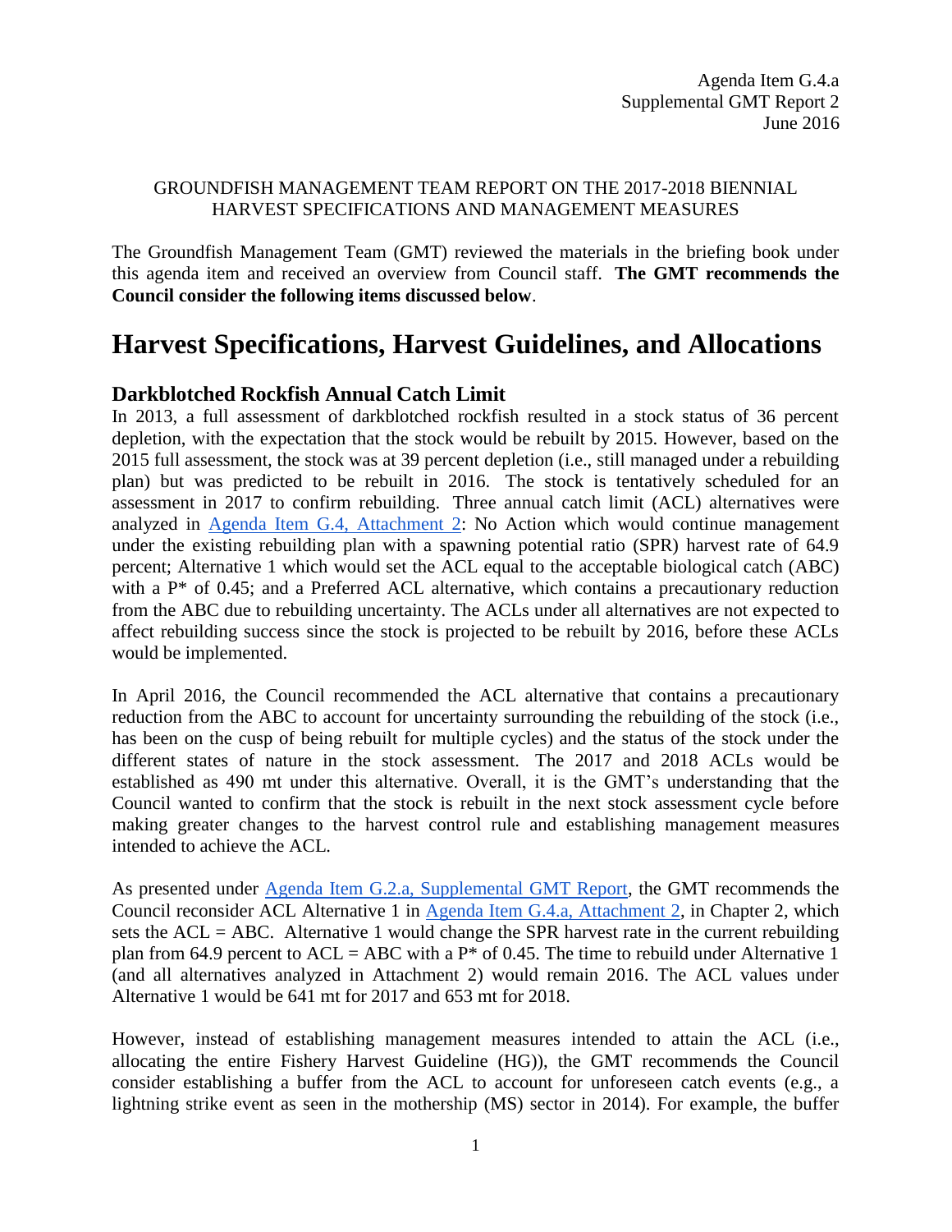Agenda Item G.4.a
Supplemental GMT Report 2
June 2016

GROUNDFISH MANAGEMENT TEAM REPORT ON THE 2017-2018 BIENNIAL HARVEST SPECIFICATIONS AND MANAGEMENT MEASURES

The Groundfish Management Team (GMT) reviewed the materials in the briefing book under this agenda item and received an overview from Council staff. **The GMT recommends the Council consider the following items discussed below**.

# Harvest Specifications, Harvest Guidelines, and Allocations

## Darkblotched Rockfish Annual Catch Limit

In 2013, a full assessment of darkblotched rockfish resulted in a stock status of 36 percent depletion, with the expectation that the stock would be rebuilt by 2015. However, based on the 2015 full assessment, the stock was at 39 percent depletion (i.e., still managed under a rebuilding plan) but was predicted to be rebuilt in 2016. The stock is tentatively scheduled for an assessment in 2017 to confirm rebuilding. Three annual catch limit (ACL) alternatives were analyzed in Agenda Item G.4, Attachment 2: No Action which would continue management under the existing rebuilding plan with a spawning potential ratio (SPR) harvest rate of 64.9 percent; Alternative 1 which would set the ACL equal to the acceptable biological catch (ABC) with a P* of 0.45; and a Preferred ACL alternative, which contains a precautionary reduction from the ABC due to rebuilding uncertainty. The ACLs under all alternatives are not expected to affect rebuilding success since the stock is projected to be rebuilt by 2016, before these ACLs would be implemented.

In April 2016, the Council recommended the ACL alternative that contains a precautionary reduction from the ABC to account for uncertainty surrounding the rebuilding of the stock (i.e., has been on the cusp of being rebuilt for multiple cycles) and the status of the stock under the different states of nature in the stock assessment. The 2017 and 2018 ACLs would be established as 490 mt under this alternative. Overall, it is the GMT's understanding that the Council wanted to confirm that the stock is rebuilt in the next stock assessment cycle before making greater changes to the harvest control rule and establishing management measures intended to achieve the ACL.

As presented under Agenda Item G.2.a, Supplemental GMT Report, the GMT recommends the Council reconsider ACL Alternative 1 in Agenda Item G.4.a, Attachment 2, in Chapter 2, which sets the ACL = ABC. Alternative 1 would change the SPR harvest rate in the current rebuilding plan from 64.9 percent to ACL = ABC with a P* of 0.45. The time to rebuild under Alternative 1 (and all alternatives analyzed in Attachment 2) would remain 2016. The ACL values under Alternative 1 would be 641 mt for 2017 and 653 mt for 2018.

However, instead of establishing management measures intended to attain the ACL (i.e., allocating the entire Fishery Harvest Guideline (HG)), the GMT recommends the Council consider establishing a buffer from the ACL to account for unforeseen catch events (e.g., a lightning strike event as seen in the mothership (MS) sector in 2014). For example, the buffer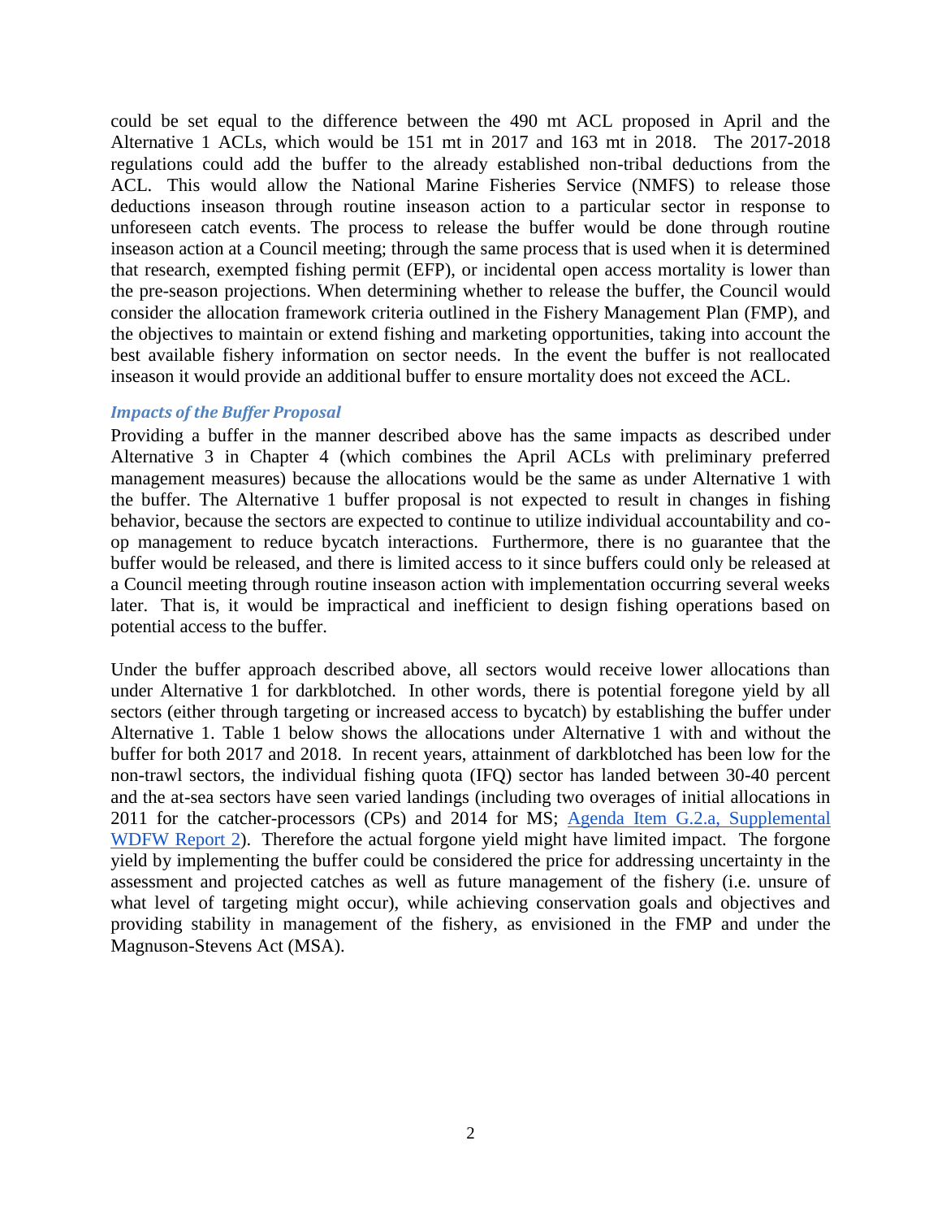could be set equal to the difference between the 490 mt ACL proposed in April and the Alternative 1 ACLs, which would be 151 mt in 2017 and 163 mt in 2018. The 2017-2018 regulations could add the buffer to the already established non-tribal deductions from the ACL. This would allow the National Marine Fisheries Service (NMFS) to release those deductions inseason through routine inseason action to a particular sector in response to unforeseen catch events. The process to release the buffer would be done through routine inseason action at a Council meeting; through the same process that is used when it is determined that research, exempted fishing permit (EFP), or incidental open access mortality is lower than the pre-season projections. When determining whether to release the buffer, the Council would consider the allocation framework criteria outlined in the Fishery Management Plan (FMP), and the objectives to maintain or extend fishing and marketing opportunities, taking into account the best available fishery information on sector needs. In the event the buffer is not reallocated inseason it would provide an additional buffer to ensure mortality does not exceed the ACL.

### *Impacts of the Buffer Proposal*

Providing a buffer in the manner described above has the same impacts as described under Alternative 3 in Chapter 4 (which combines the April ACLs with preliminary preferred management measures) because the allocations would be the same as under Alternative 1 with the buffer. The Alternative 1 buffer proposal is not expected to result in changes in fishing behavior, because the sectors are expected to continue to utilize individual accountability and co-op management to reduce bycatch interactions. Furthermore, there is no guarantee that the buffer would be released, and there is limited access to it since buffers could only be released at a Council meeting through routine inseason action with implementation occurring several weeks later. That is, it would be impractical and inefficient to design fishing operations based on potential access to the buffer.

Under the buffer approach described above, all sectors would receive lower allocations than under Alternative 1 for darkblotched. In other words, there is potential foregone yield by all sectors (either through targeting or increased access to bycatch) by establishing the buffer under Alternative 1. Table 1 below shows the allocations under Alternative 1 with and without the buffer for both 2017 and 2018. In recent years, attainment of darkblotched has been low for the non-trawl sectors, the individual fishing quota (IFQ) sector has landed between 30-40 percent and the at-sea sectors have seen varied landings (including two overages of initial allocations in 2011 for the catcher-processors (CPs) and 2014 for MS; Agenda Item G.2.a, Supplemental WDFW Report 2). Therefore the actual forgone yield might have limited impact. The forgone yield by implementing the buffer could be considered the price for addressing uncertainty in the assessment and projected catches as well as future management of the fishery (i.e. unsure of what level of targeting might occur), while achieving conservation goals and objectives and providing stability in management of the fishery, as envisioned in the FMP and under the Magnuson-Stevens Act (MSA).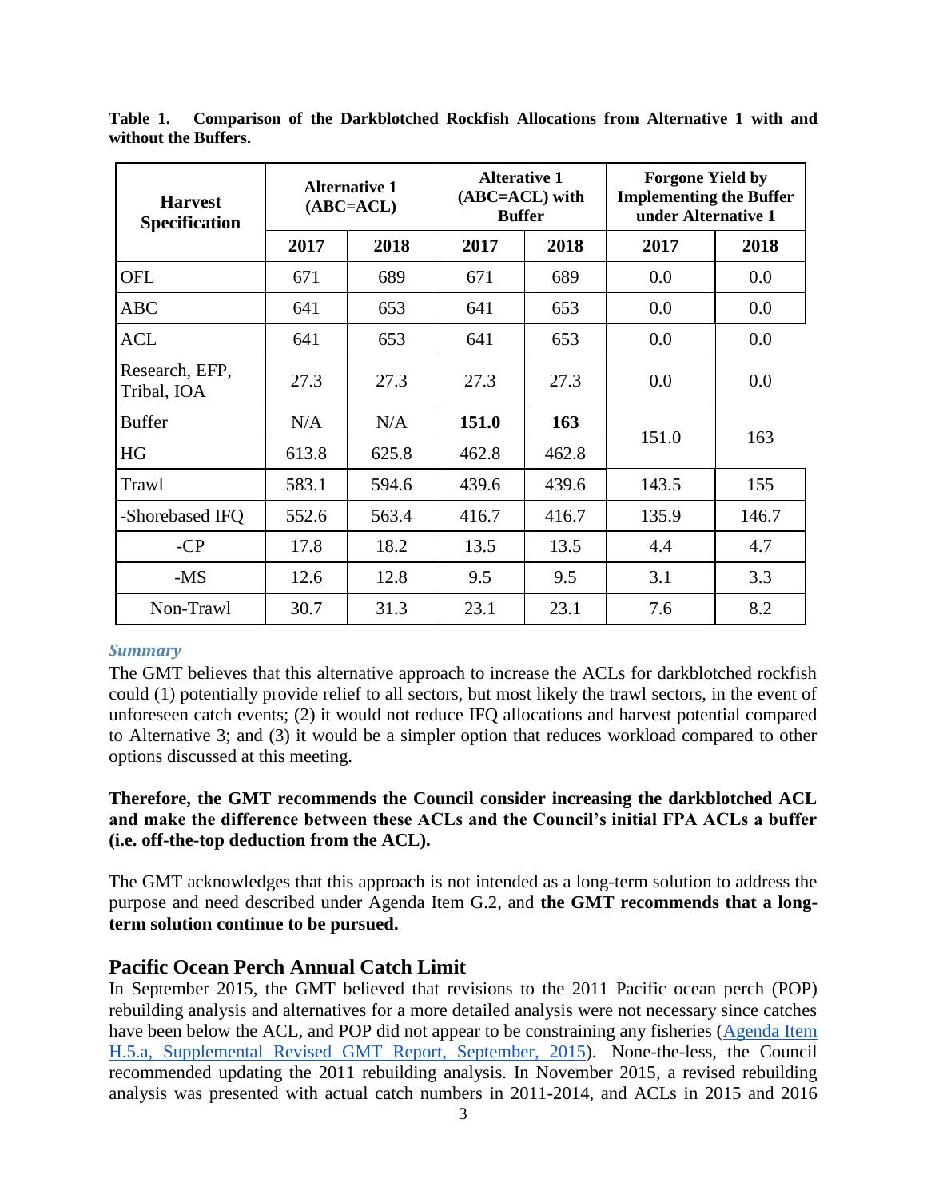**Table 1. Comparison of the Darkblotched Rockfish Allocations from Alternative 1 with and without the Buffers.**

| Harvest Specification | Alternative 1 (ABC=ACL) | | Alterative 1 (ABC=ACL) with Buffer | | Forgone Yield by Implementing the Buffer under Alternative 1 | |
|---|---|---|---|---|---|---|
| | 2017 | 2018 | 2017 | 2018 | 2017 | 2018 |
| OFL | 671 | 689 | 671 | 689 | 0.0 | 0.0 |
| ABC | 641 | 653 | 641 | 653 | 0.0 | 0.0 |
| ACL | 641 | 653 | 641 | 653 | 0.0 | 0.0 |
| Research, EFP, Tribal, IOA | 27.3 | 27.3 | 27.3 | 27.3 | 0.0 | 0.0 |
| Buffer | N/A | N/A | **151.0** | **163** | 151.0 | 163 |
| HG | 613.8 | 625.8 | 462.8 | 462.8 | | |
| Trawl | 583.1 | 594.6 | 439.6 | 439.6 | 143.5 | 155 |
| -Shorebased IFQ | 552.6 | 563.4 | 416.7 | 416.7 | 135.9 | 146.7 |
| -CP | 17.8 | 18.2 | 13.5 | 13.5 | 4.4 | 4.7 |
| -MS | 12.6 | 12.8 | 9.5 | 9.5 | 3.1 | 3.3 |
| Non-Trawl | 30.7 | 31.3 | 23.1 | 23.1 | 7.6 | 8.2 |

### *Summary*

The GMT believes that this alternative approach to increase the ACLs for darkblotched rockfish could (1) potentially provide relief to all sectors, but most likely the trawl sectors, in the event of unforeseen catch events; (2) it would not reduce IFQ allocations and harvest potential compared to Alternative 3; and (3) it would be a simpler option that reduces workload compared to other options discussed at this meeting.

**Therefore, the GMT recommends the Council consider increasing the darkblotched ACL and make the difference between these ACLs and the Council's initial FPA ACLs a buffer (i.e. off-the-top deduction from the ACL).**

The GMT acknowledges that this approach is not intended as a long-term solution to address the purpose and need described under Agenda Item G.2, and **the GMT recommends that a long-term solution continue to be pursued.**

## Pacific Ocean Perch Annual Catch Limit

In September 2015, the GMT believed that revisions to the 2011 Pacific ocean perch (POP) rebuilding analysis and alternatives for a more detailed analysis were not necessary since catches have been below the ACL, and POP did not appear to be constraining any fisheries (Agenda Item H.5.a, Supplemental Revised GMT Report, September, 2015). None-the-less, the Council recommended updating the 2011 rebuilding analysis. In November 2015, a revised rebuilding analysis was presented with actual catch numbers in 2011-2014, and ACLs in 2015 and 2016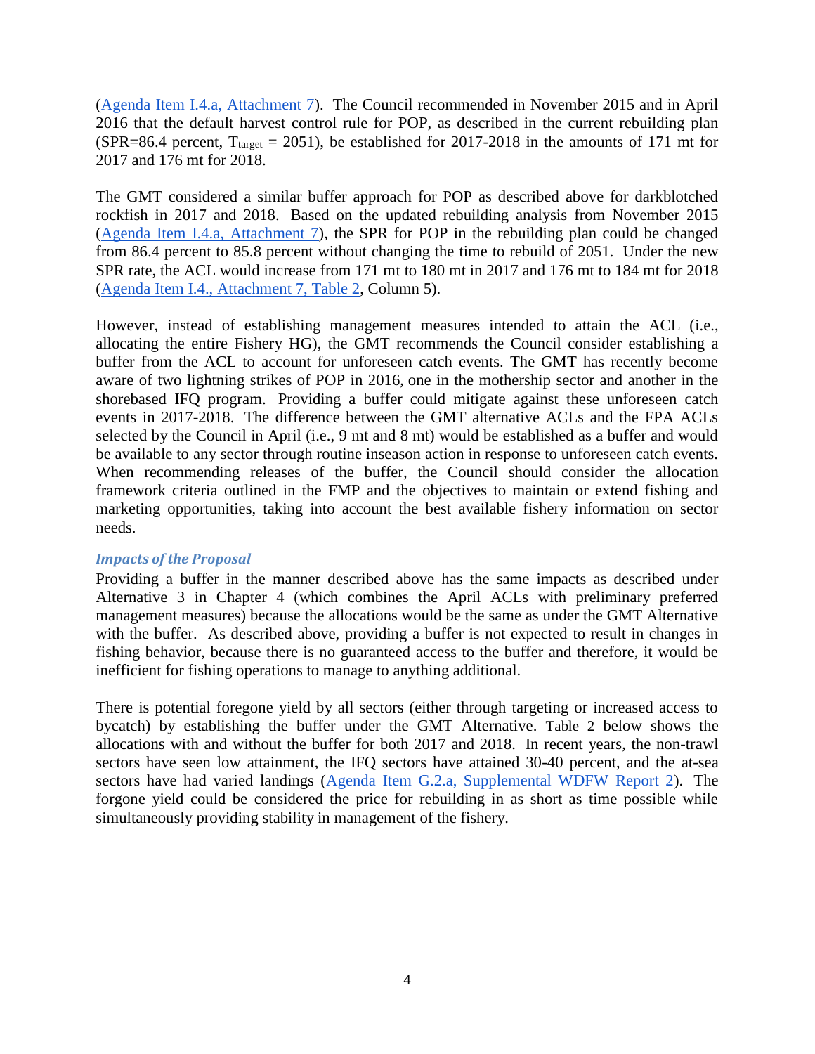([Agenda Item I.4.a, Attachment 7](#)). The Council recommended in November 2015 and in April 2016 that the default harvest control rule for POP, as described in the current rebuilding plan (SPR=86.4 percent, $T_{target}$ = 2051), be established for 2017-2018 in the amounts of 171 mt for 2017 and 176 mt for 2018.

The GMT considered a similar buffer approach for POP as described above for darkblotched rockfish in 2017 and 2018. Based on the updated rebuilding analysis from November 2015 ([Agenda Item I.4.a, Attachment 7](#)), the SPR for POP in the rebuilding plan could be changed from 86.4 percent to 85.8 percent without changing the time to rebuild of 2051. Under the new SPR rate, the ACL would increase from 171 mt to 180 mt in 2017 and 176 mt to 184 mt for 2018 ([Agenda Item I.4., Attachment 7, Table 2](#), Column 5).

However, instead of establishing management measures intended to attain the ACL (i.e., allocating the entire Fishery HG), the GMT recommends the Council consider establishing a buffer from the ACL to account for unforeseen catch events. The GMT has recently become aware of two lightning strikes of POP in 2016, one in the mothership sector and another in the shorebased IFQ program. Providing a buffer could mitigate against these unforeseen catch events in 2017-2018. The difference between the GMT alternative ACLs and the FPA ACLs selected by the Council in April (i.e., 9 mt and 8 mt) would be established as a buffer and would be available to any sector through routine inseason action in response to unforeseen catch events. When recommending releases of the buffer, the Council should consider the allocation framework criteria outlined in the FMP and the objectives to maintain or extend fishing and marketing opportunities, taking into account the best available fishery information on sector needs.

### *Impacts of the Proposal*

Providing a buffer in the manner described above has the same impacts as described under Alternative 3 in Chapter 4 (which combines the April ACLs with preliminary preferred management measures) because the allocations would be the same as under the GMT Alternative with the buffer. As described above, providing a buffer is not expected to result in changes in fishing behavior, because there is no guaranteed access to the buffer and therefore, it would be inefficient for fishing operations to manage to anything additional.

There is potential foregone yield by all sectors (either through targeting or increased access to bycatch) by establishing the buffer under the GMT Alternative. Table 2 below shows the allocations with and without the buffer for both 2017 and 2018. In recent years, the non-trawl sectors have seen low attainment, the IFQ sectors have attained 30-40 percent, and the at-sea sectors have had varied landings ([Agenda Item G.2.a, Supplemental WDFW Report 2](#)). The forgone yield could be considered the price for rebuilding in as short as time possible while simultaneously providing stability in management of the fishery.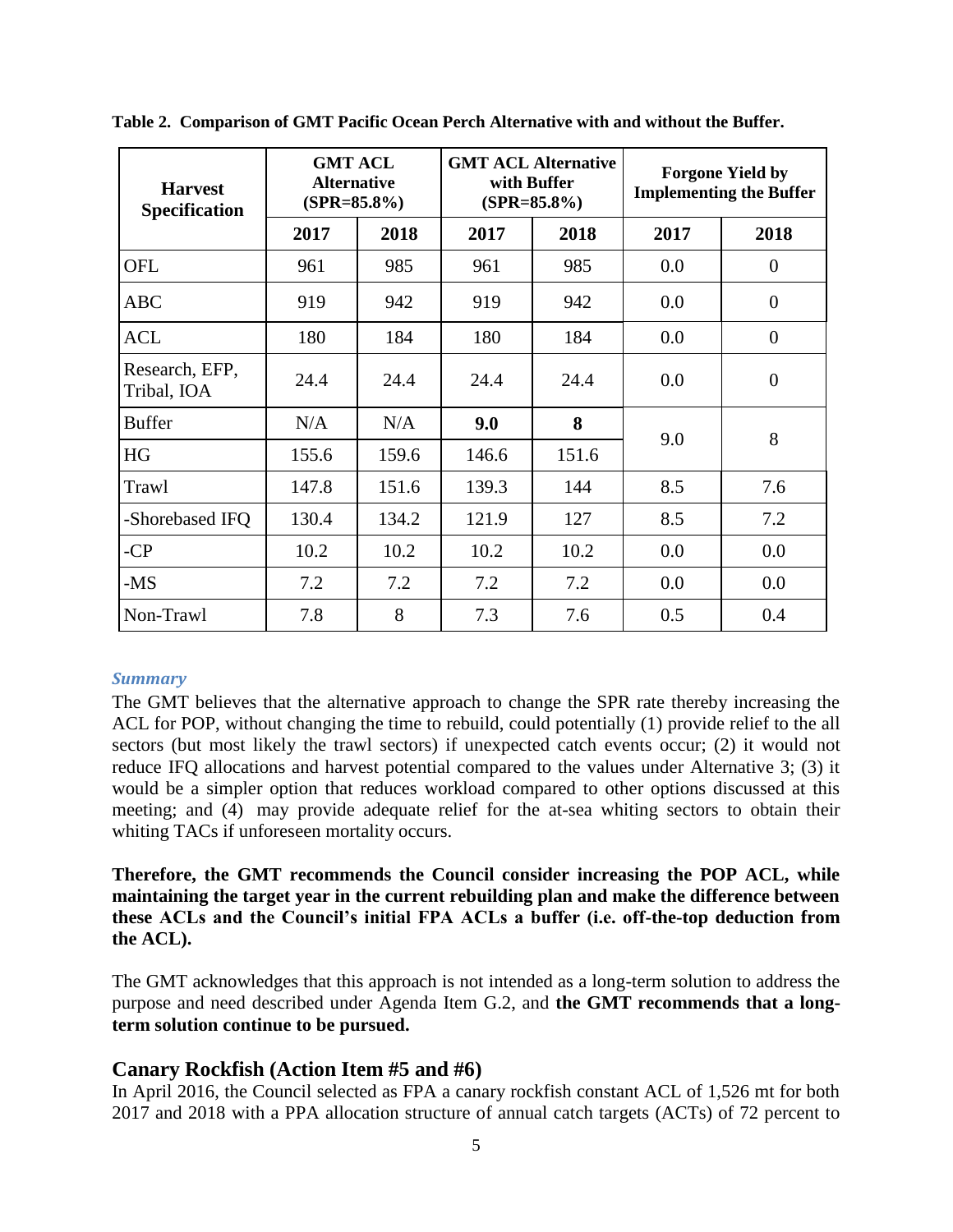**Table 2. Comparison of GMT Pacific Ocean Perch Alternative with and without the Buffer.**

| Harvest Specification | GMT ACL Alternative (SPR=85.8%) | | GMT ACL Alternative with Buffer (SPR=85.8%) | | Forgone Yield by Implementing the Buffer | |
|---|---|---|---|---|---|---|
| | 2017 | 2018 | 2017 | 2018 | 2017 | 2018 |
| OFL | 961 | 985 | 961 | 985 | 0.0 | 0 |
| ABC | 919 | 942 | 919 | 942 | 0.0 | 0 |
| ACL | 180 | 184 | 180 | 184 | 0.0 | 0 |
| Research, EFP, Tribal, IOA | 24.4 | 24.4 | 24.4 | 24.4 | 0.0 | 0 |
| Buffer | N/A | N/A | **9.0** | **8** | 9.0 | 8 |
| HG | 155.6 | 159.6 | 146.6 | 151.6 | | |
| Trawl | 147.8 | 151.6 | 139.3 | 144 | 8.5 | 7.6 |
| -Shorebased IFQ | 130.4 | 134.2 | 121.9 | 127 | 8.5 | 7.2 |
| -CP | 10.2 | 10.2 | 10.2 | 10.2 | 0.0 | 0.0 |
| -MS | 7.2 | 7.2 | 7.2 | 7.2 | 0.0 | 0.0 |
| Non-Trawl | 7.8 | 8 | 7.3 | 7.6 | 0.5 | 0.4 |

***Summary***

The GMT believes that the alternative approach to change the SPR rate thereby increasing the ACL for POP, without changing the time to rebuild, could potentially (1) provide relief to the all sectors (but most likely the trawl sectors) if unexpected catch events occur; (2) it would not reduce IFQ allocations and harvest potential compared to the values under Alternative 3; (3) it would be a simpler option that reduces workload compared to other options discussed at this meeting; and (4) may provide adequate relief for the at-sea whiting sectors to obtain their whiting TACs if unforeseen mortality occurs.

**Therefore, the GMT recommends the Council consider increasing the POP ACL, while maintaining the target year in the current rebuilding plan and make the difference between these ACLs and the Council's initial FPA ACLs a buffer (i.e. off-the-top deduction from the ACL).**

The GMT acknowledges that this approach is not intended as a long-term solution to address the purpose and need described under Agenda Item G.2, and **the GMT recommends that a long-term solution continue to be pursued.**

## Canary Rockfish (Action Item #5 and #6)

In April 2016, the Council selected as FPA a canary rockfish constant ACL of 1,526 mt for both 2017 and 2018 with a PPA allocation structure of annual catch targets (ACTs) of 72 percent to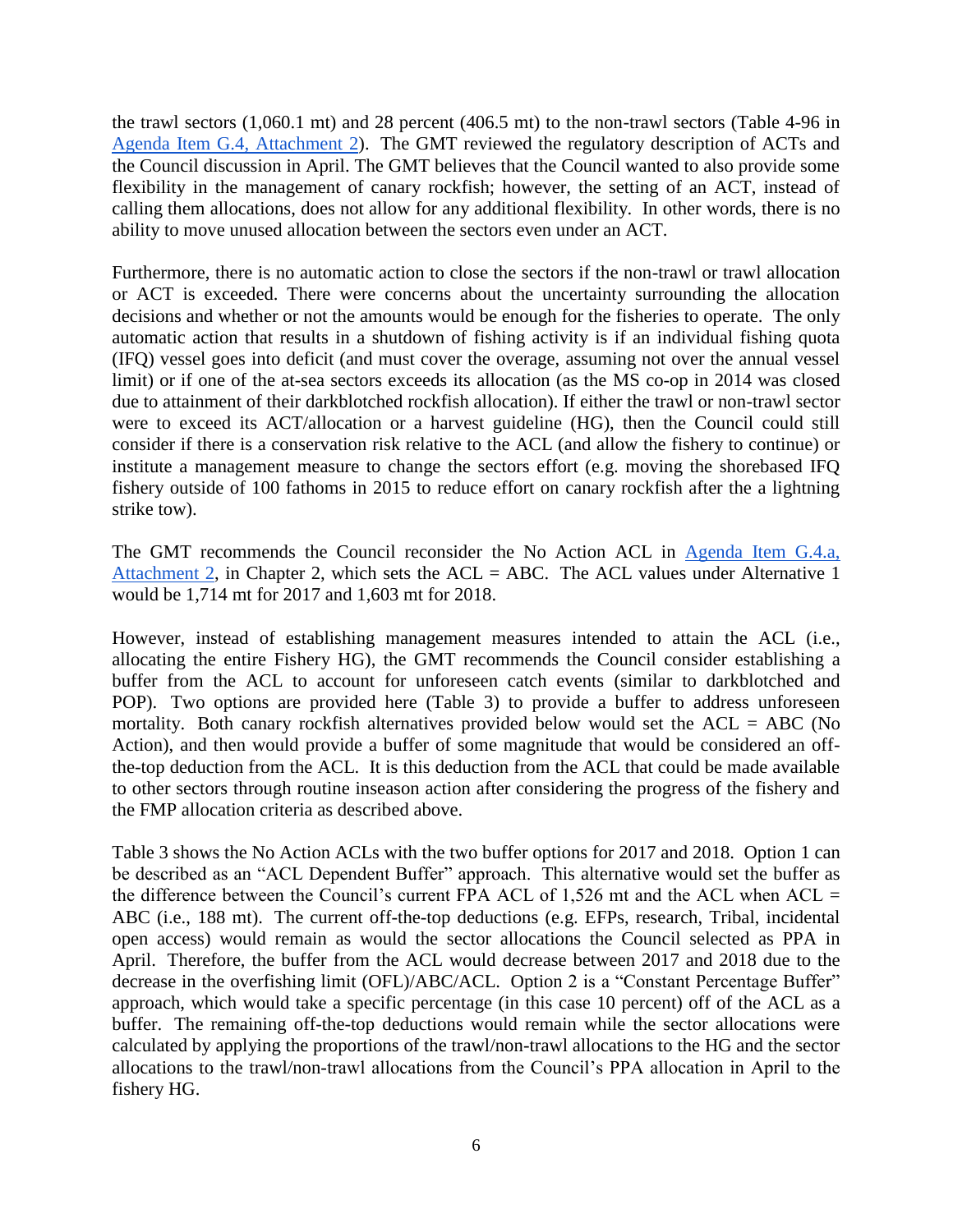the trawl sectors (1,060.1 mt) and 28 percent (406.5 mt) to the non-trawl sectors (Table 4-96 in Agenda Item G.4, Attachment 2). The GMT reviewed the regulatory description of ACTs and the Council discussion in April. The GMT believes that the Council wanted to also provide some flexibility in the management of canary rockfish; however, the setting of an ACT, instead of calling them allocations, does not allow for any additional flexibility. In other words, there is no ability to move unused allocation between the sectors even under an ACT.

Furthermore, there is no automatic action to close the sectors if the non-trawl or trawl allocation or ACT is exceeded. There were concerns about the uncertainty surrounding the allocation decisions and whether or not the amounts would be enough for the fisheries to operate. The only automatic action that results in a shutdown of fishing activity is if an individual fishing quota (IFQ) vessel goes into deficit (and must cover the overage, assuming not over the annual vessel limit) or if one of the at-sea sectors exceeds its allocation (as the MS co-op in 2014 was closed due to attainment of their darkblotched rockfish allocation). If either the trawl or non-trawl sector were to exceed its ACT/allocation or a harvest guideline (HG), then the Council could still consider if there is a conservation risk relative to the ACL (and allow the fishery to continue) or institute a management measure to change the sectors effort (e.g. moving the shorebased IFQ fishery outside of 100 fathoms in 2015 to reduce effort on canary rockfish after the a lightning strike tow).

The GMT recommends the Council reconsider the No Action ACL in Agenda Item G.4.a, Attachment 2, in Chapter 2, which sets the ACL = ABC. The ACL values under Alternative 1 would be 1,714 mt for 2017 and 1,603 mt for 2018.

However, instead of establishing management measures intended to attain the ACL (i.e., allocating the entire Fishery HG), the GMT recommends the Council consider establishing a buffer from the ACL to account for unforeseen catch events (similar to darkblotched and POP). Two options are provided here (Table 3) to provide a buffer to address unforeseen mortality. Both canary rockfish alternatives provided below would set the ACL = ABC (No Action), and then would provide a buffer of some magnitude that would be considered an off-the-top deduction from the ACL. It is this deduction from the ACL that could be made available to other sectors through routine inseason action after considering the progress of the fishery and the FMP allocation criteria as described above.

Table 3 shows the No Action ACLs with the two buffer options for 2017 and 2018. Option 1 can be described as an "ACL Dependent Buffer" approach. This alternative would set the buffer as the difference between the Council's current FPA ACL of 1,526 mt and the ACL when ACL = ABC (i.e., 188 mt). The current off-the-top deductions (e.g. EFPs, research, Tribal, incidental open access) would remain as would the sector allocations the Council selected as PPA in April. Therefore, the buffer from the ACL would decrease between 2017 and 2018 due to the decrease in the overfishing limit (OFL)/ABC/ACL. Option 2 is a "Constant Percentage Buffer" approach, which would take a specific percentage (in this case 10 percent) off of the ACL as a buffer. The remaining off-the-top deductions would remain while the sector allocations were calculated by applying the proportions of the trawl/non-trawl allocations to the HG and the sector allocations to the trawl/non-trawl allocations from the Council's PPA allocation in April to the fishery HG.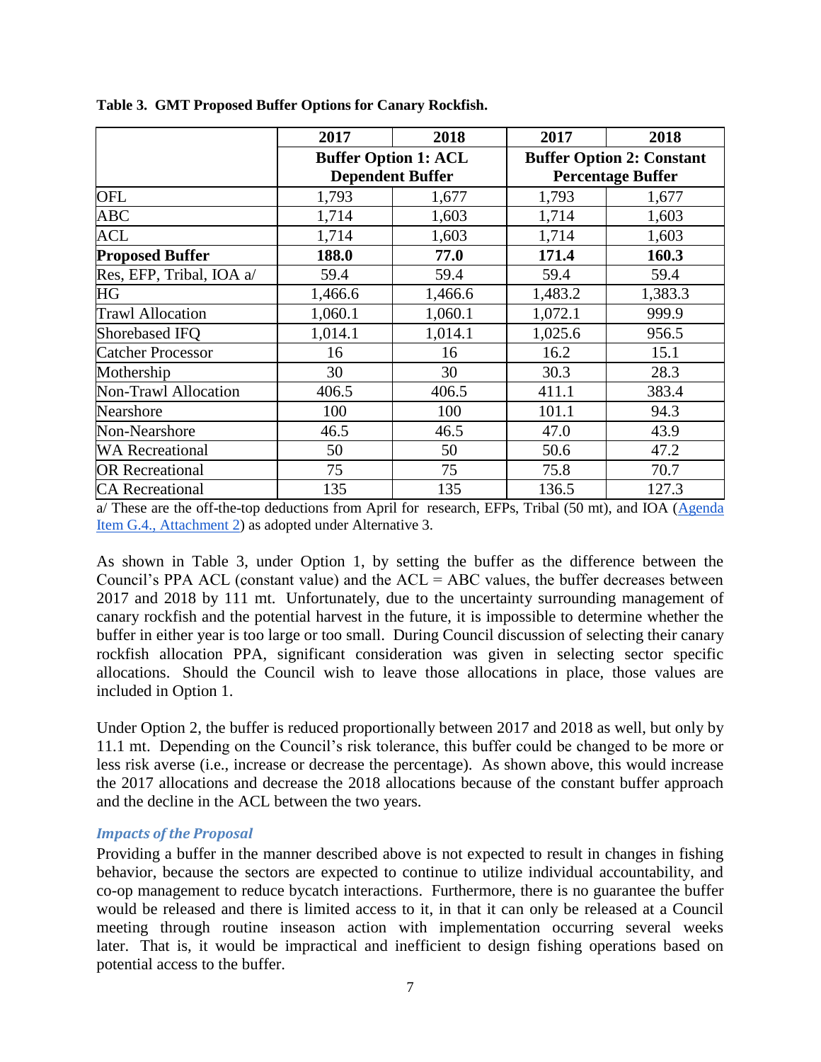**Table 3. GMT Proposed Buffer Options for Canary Rockfish.**

| | 2017 | 2018 | 2017 | 2018 |
|---|---|---|---|---|
| | Buffer Option 1: ACL Dependent Buffer | | Buffer Option 2: Constant Percentage Buffer | |
| OFL | 1,793 | 1,677 | 1,793 | 1,677 |
| ABC | 1,714 | 1,603 | 1,714 | 1,603 |
| ACL | 1,714 | 1,603 | 1,714 | 1,603 |
| **Proposed Buffer** | **188.0** | **77.0** | **171.4** | **160.3** |
| Res, EFP, Tribal, IOA a/ | 59.4 | 59.4 | 59.4 | 59.4 |
| HG | 1,466.6 | 1,466.6 | 1,483.2 | 1,383.3 |
| Trawl Allocation | 1,060.1 | 1,060.1 | 1,072.1 | 999.9 |
| Shorebased IFQ | 1,014.1 | 1,014.1 | 1,025.6 | 956.5 |
| Catcher Processor | 16 | 16 | 16.2 | 15.1 |
| Mothership | 30 | 30 | 30.3 | 28.3 |
| Non-Trawl Allocation | 406.5 | 406.5 | 411.1 | 383.4 |
| Nearshore | 100 | 100 | 101.1 | 94.3 |
| Non-Nearshore | 46.5 | 46.5 | 47.0 | 43.9 |
| WA Recreational | 50 | 50 | 50.6 | 47.2 |
| OR Recreational | 75 | 75 | 75.8 | 70.7 |
| CA Recreational | 135 | 135 | 136.5 | 127.3 |

a/ These are the off-the-top deductions from April for research, EFPs, Tribal (50 mt), and IOA (Agenda Item G.4., Attachment 2) as adopted under Alternative 3.

As shown in Table 3, under Option 1, by setting the buffer as the difference between the Council's PPA ACL (constant value) and the ACL = ABC values, the buffer decreases between 2017 and 2018 by 111 mt. Unfortunately, due to the uncertainty surrounding management of canary rockfish and the potential harvest in the future, it is impossible to determine whether the buffer in either year is too large or too small. During Council discussion of selecting their canary rockfish allocation PPA, significant consideration was given in selecting sector specific allocations. Should the Council wish to leave those allocations in place, those values are included in Option 1.

Under Option 2, the buffer is reduced proportionally between 2017 and 2018 as well, but only by 11.1 mt. Depending on the Council's risk tolerance, this buffer could be changed to be more or less risk averse (i.e., increase or decrease the percentage). As shown above, this would increase the 2017 allocations and decrease the 2018 allocations because of the constant buffer approach and the decline in the ACL between the two years.

### *Impacts of the Proposal*

Providing a buffer in the manner described above is not expected to result in changes in fishing behavior, because the sectors are expected to continue to utilize individual accountability, and co-op management to reduce bycatch interactions. Furthermore, there is no guarantee the buffer would be released and there is limited access to it, in that it can only be released at a Council meeting through routine inseason action with implementation occurring several weeks later. That is, it would be impractical and inefficient to design fishing operations based on potential access to the buffer.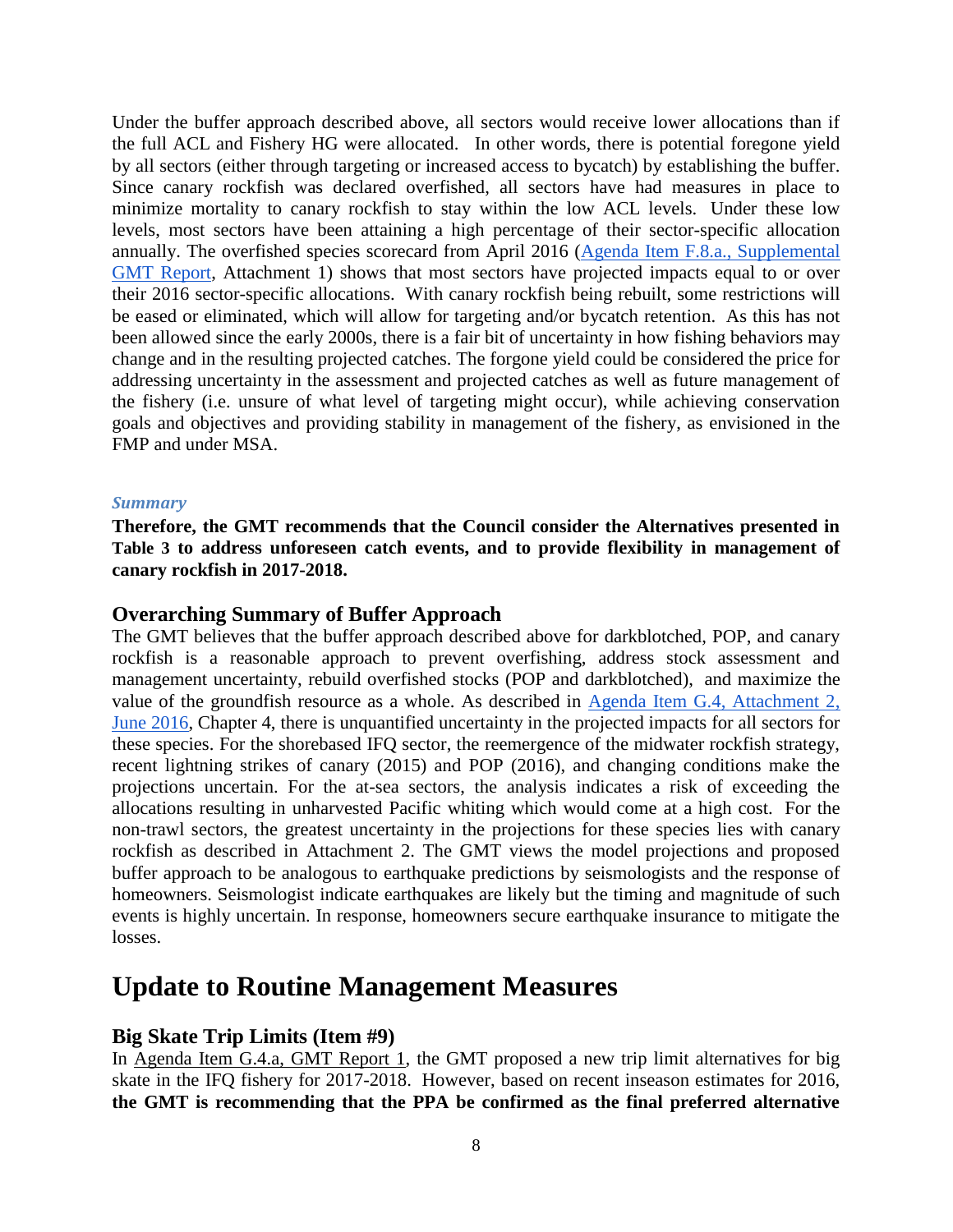Under the buffer approach described above, all sectors would receive lower allocations than if the full ACL and Fishery HG were allocated. In other words, there is potential foregone yield by all sectors (either through targeting or increased access to bycatch) by establishing the buffer. Since canary rockfish was declared overfished, all sectors have had measures in place to minimize mortality to canary rockfish to stay within the low ACL levels. Under these low levels, most sectors have been attaining a high percentage of their sector-specific allocation annually. The overfished species scorecard from April 2016 ([Agenda Item F.8.a., Supplemental GMT Report](), Attachment 1) shows that most sectors have projected impacts equal to or over their 2016 sector-specific allocations. With canary rockfish being rebuilt, some restrictions will be eased or eliminated, which will allow for targeting and/or bycatch retention. As this has not been allowed since the early 2000s, there is a fair bit of uncertainty in how fishing behaviors may change and in the resulting projected catches. The forgone yield could be considered the price for addressing uncertainty in the assessment and projected catches as well as future management of the fishery (i.e. unsure of what level of targeting might occur), while achieving conservation goals and objectives and providing stability in management of the fishery, as envisioned in the FMP and under MSA.

#### *Summary*

**Therefore, the GMT recommends that the Council consider the Alternatives presented in Table 3 to address unforeseen catch events, and to provide flexibility in management of canary rockfish in 2017-2018.**

### Overarching Summary of Buffer Approach

The GMT believes that the buffer approach described above for darkblotched, POP, and canary rockfish is a reasonable approach to prevent overfishing, address stock assessment and management uncertainty, rebuild overfished stocks (POP and darkblotched), and maximize the value of the groundfish resource as a whole. As described in [Agenda Item G.4, Attachment 2, June 2016](), Chapter 4, there is unquantified uncertainty in the projected impacts for all sectors for these species. For the shorebased IFQ sector, the reemergence of the midwater rockfish strategy, recent lightning strikes of canary (2015) and POP (2016), and changing conditions make the projections uncertain. For the at-sea sectors, the analysis indicates a risk of exceeding the allocations resulting in unharvested Pacific whiting which would come at a high cost. For the non-trawl sectors, the greatest uncertainty in the projections for these species lies with canary rockfish as described in Attachment 2. The GMT views the model projections and proposed buffer approach to be analogous to earthquake predictions by seismologists and the response of homeowners. Seismologist indicate earthquakes are likely but the timing and magnitude of such events is highly uncertain. In response, homeowners secure earthquake insurance to mitigate the losses.

## Update to Routine Management Measures

### Big Skate Trip Limits (Item #9)

In Agenda Item G.4.a, GMT Report 1, the GMT proposed a new trip limit alternatives for big skate in the IFQ fishery for 2017-2018. However, based on recent inseason estimates for 2016, **the GMT is recommending that the PPA be confirmed as the final preferred alternative**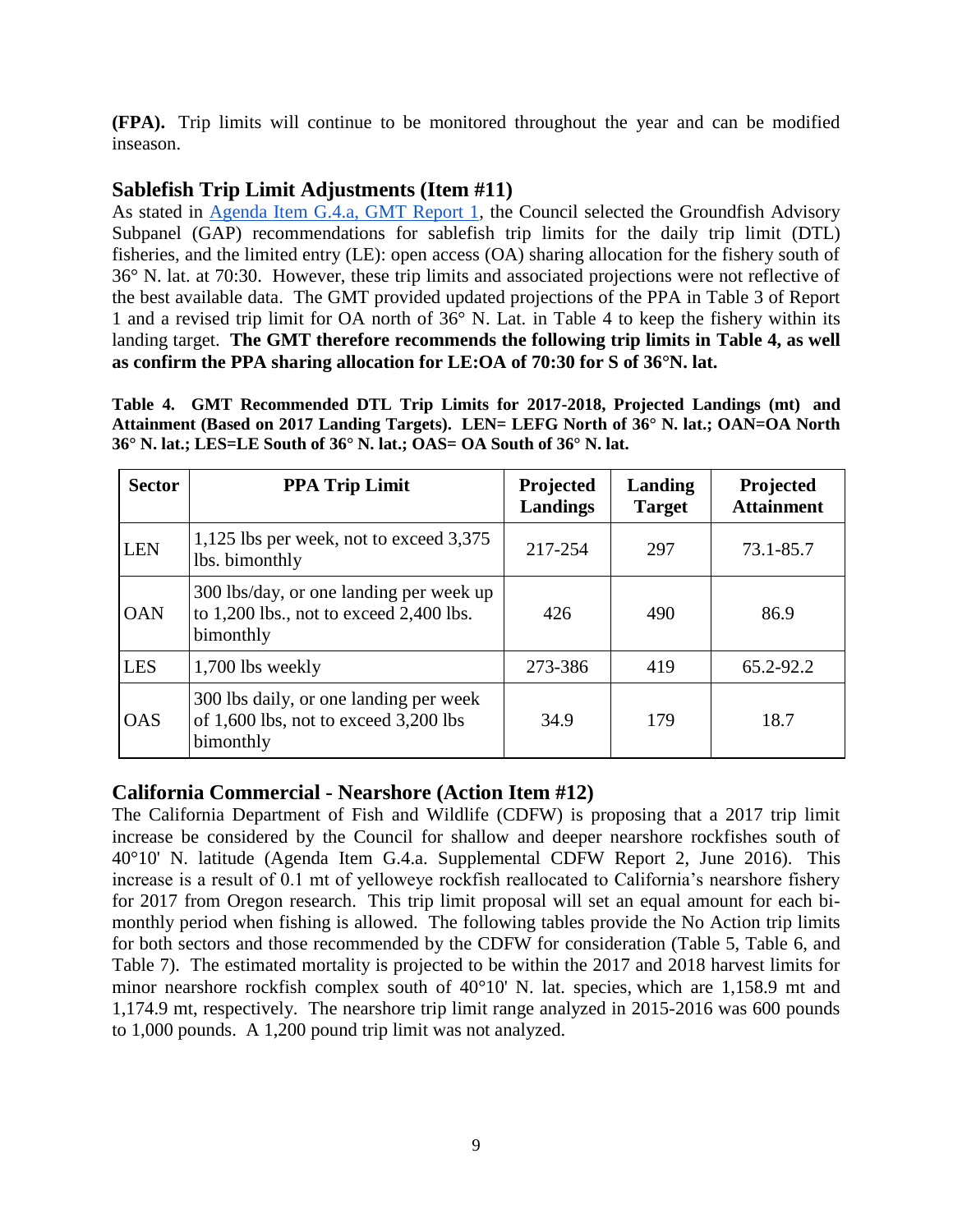**(FPA).** Trip limits will continue to be monitored throughout the year and can be modified inseason.

## Sablefish Trip Limit Adjustments (Item #11)

As stated in Agenda Item G.4.a, GMT Report 1, the Council selected the Groundfish Advisory Subpanel (GAP) recommendations for sablefish trip limits for the daily trip limit (DTL) fisheries, and the limited entry (LE): open access (OA) sharing allocation for the fishery south of 36° N. lat. at 70:30. However, these trip limits and associated projections were not reflective of the best available data. The GMT provided updated projections of the PPA in Table 3 of Report 1 and a revised trip limit for OA north of 36° N. Lat. in Table 4 to keep the fishery within its landing target. **The GMT therefore recommends the following trip limits in Table 4, as well as confirm the PPA sharing allocation for LE:OA of 70:30 for S of 36°N. lat.**

**Table 4. GMT Recommended DTL Trip Limits for 2017-2018, Projected Landings (mt) and Attainment (Based on 2017 Landing Targets). LEN= LEFG North of 36° N. lat.; OAN=OA North 36° N. lat.; LES=LE South of 36° N. lat.; OAS= OA South of 36° N. lat.**

| Sector | PPA Trip Limit | Projected Landings | Landing Target | Projected Attainment |
|---|---|---|---|---|
| LEN | 1,125 lbs per week, not to exceed 3,375 lbs. bimonthly | 217-254 | 297 | 73.1-85.7 |
| OAN | 300 lbs/day, or one landing per week up to 1,200 lbs., not to exceed 2,400 lbs. bimonthly | 426 | 490 | 86.9 |
| LES | 1,700 lbs weekly | 273-386 | 419 | 65.2-92.2 |
| OAS | 300 lbs daily, or one landing per week of 1,600 lbs, not to exceed 3,200 lbs bimonthly | 34.9 | 179 | 18.7 |

## California Commercial - Nearshore (Action Item #12)

The California Department of Fish and Wildlife (CDFW) is proposing that a 2017 trip limit increase be considered by the Council for shallow and deeper nearshore rockfishes south of 40°10' N. latitude (Agenda Item G.4.a. Supplemental CDFW Report 2, June 2016). This increase is a result of 0.1 mt of yelloweye rockfish reallocated to California's nearshore fishery for 2017 from Oregon research. This trip limit proposal will set an equal amount for each bi-monthly period when fishing is allowed. The following tables provide the No Action trip limits for both sectors and those recommended by the CDFW for consideration (Table 5, Table 6, and Table 7). The estimated mortality is projected to be within the 2017 and 2018 harvest limits for minor nearshore rockfish complex south of 40°10' N. lat. species, which are 1,158.9 mt and 1,174.9 mt, respectively. The nearshore trip limit range analyzed in 2015-2016 was 600 pounds to 1,000 pounds. A 1,200 pound trip limit was not analyzed.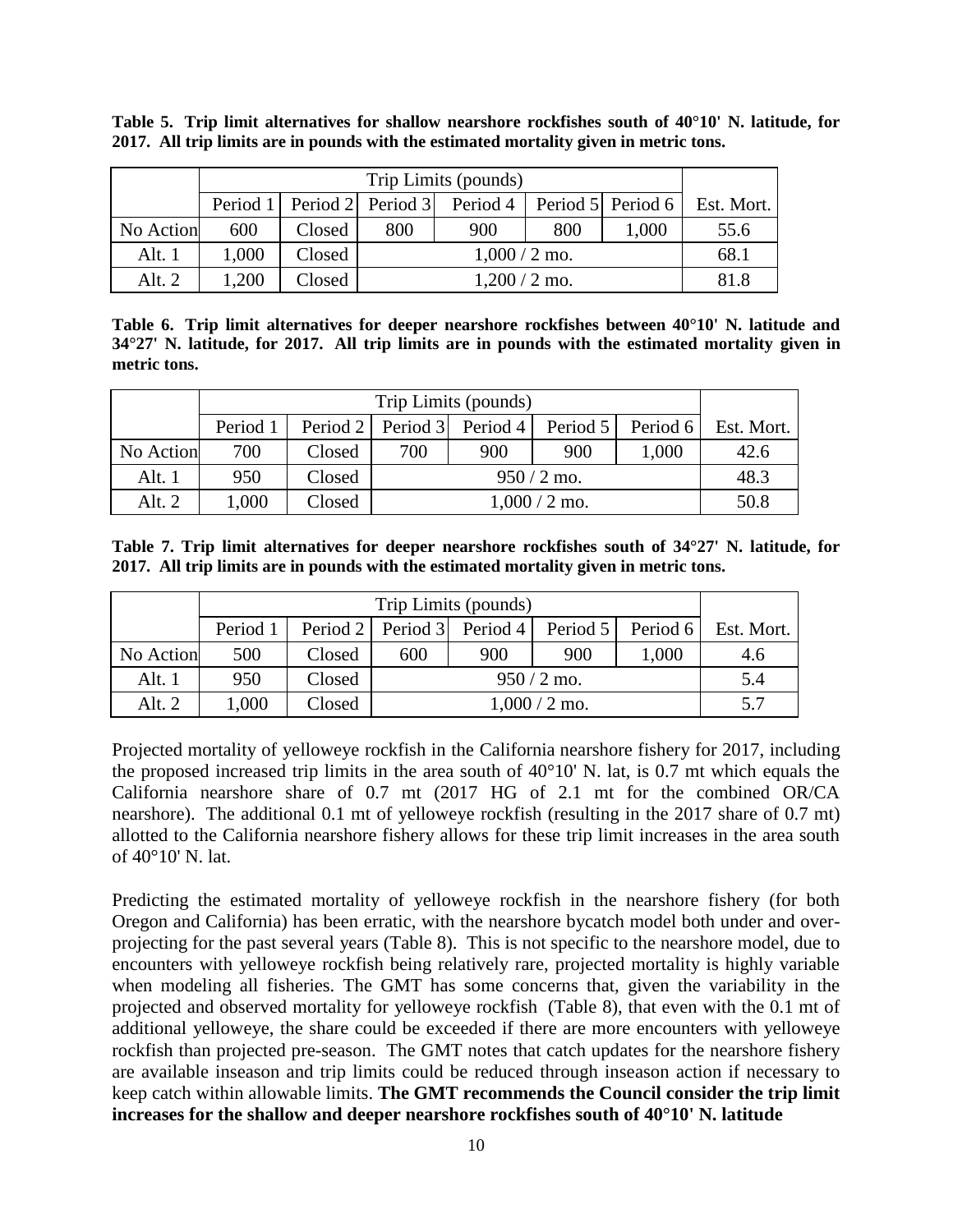**Table 5. Trip limit alternatives for shallow nearshore rockfishes south of 40°10' N. latitude, for 2017. All trip limits are in pounds with the estimated mortality given in metric tons.**

| | Trip Limits (pounds) | | | | | | |
|---|---|---|---|---|---|---|---|
| | Period 1 | Period 2 | Period 3 | Period 4 | Period 5 | Period 6 | Est. Mort. |
| No Action | 600 | Closed | 800 | 900 | 800 | 1,000 | 55.6 |
| Alt. 1 | 1,000 | Closed | 1,000 / 2 mo. | | | | 68.1 |
| Alt. 2 | 1,200 | Closed | 1,200 / 2 mo. | | | | 81.8 |

**Table 6. Trip limit alternatives for deeper nearshore rockfishes between 40°10' N. latitude and 34°27' N. latitude, for 2017. All trip limits are in pounds with the estimated mortality given in metric tons.**

| | Trip Limits (pounds) | | | | | | |
|---|---|---|---|---|---|---|---|
| | Period 1 | Period 2 | Period 3 | Period 4 | Period 5 | Period 6 | Est. Mort. |
| No Action | 700 | Closed | 700 | 900 | 900 | 1,000 | 42.6 |
| Alt. 1 | 950 | Closed | 950 / 2 mo. | | | | 48.3 |
| Alt. 2 | 1,000 | Closed | 1,000 / 2 mo. | | | | 50.8 |

**Table 7. Trip limit alternatives for deeper nearshore rockfishes south of 34°27' N. latitude, for 2017. All trip limits are in pounds with the estimated mortality given in metric tons.**

| | Trip Limits (pounds) | | | | | | |
|---|---|---|---|---|---|---|---|
| | Period 1 | Period 2 | Period 3 | Period 4 | Period 5 | Period 6 | Est. Mort. |
| No Action | 500 | Closed | 600 | 900 | 900 | 1,000 | 4.6 |
| Alt. 1 | 950 | Closed | 950 / 2 mo. | | | | 5.4 |
| Alt. 2 | 1,000 | Closed | 1,000 / 2 mo. | | | | 5.7 |

Projected mortality of yelloweye rockfish in the California nearshore fishery for 2017, including the proposed increased trip limits in the area south of 40°10' N. lat, is 0.7 mt which equals the California nearshore share of 0.7 mt (2017 HG of 2.1 mt for the combined OR/CA nearshore). The additional 0.1 mt of yelloweye rockfish (resulting in the 2017 share of 0.7 mt) allotted to the California nearshore fishery allows for these trip limit increases in the area south of 40°10' N. lat.

Predicting the estimated mortality of yelloweye rockfish in the nearshore fishery (for both Oregon and California) has been erratic, with the nearshore bycatch model both under and over-projecting for the past several years (Table 8). This is not specific to the nearshore model, due to encounters with yelloweye rockfish being relatively rare, projected mortality is highly variable when modeling all fisheries. The GMT has some concerns that, given the variability in the projected and observed mortality for yelloweye rockfish (Table 8), that even with the 0.1 mt of additional yelloweye, the share could be exceeded if there are more encounters with yelloweye rockfish than projected pre-season. The GMT notes that catch updates for the nearshore fishery are available inseason and trip limits could be reduced through inseason action if necessary to keep catch within allowable limits. **The GMT recommends the Council consider the trip limit increases for the shallow and deeper nearshore rockfishes south of 40°10' N. latitude**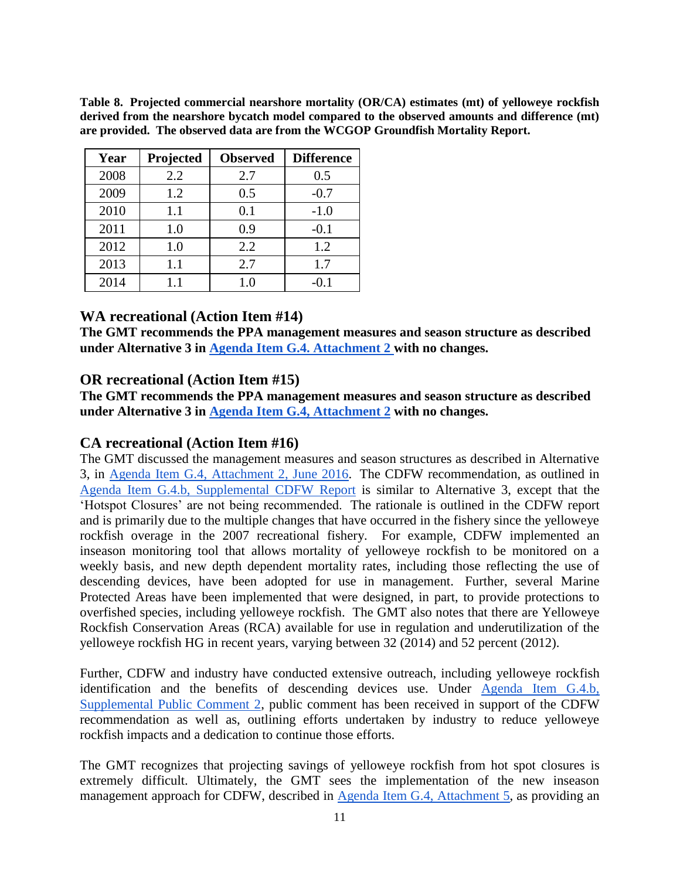**Table 8. Projected commercial nearshore mortality (OR/CA) estimates (mt) of yelloweye rockfish derived from the nearshore bycatch model compared to the observed amounts and difference (mt) are provided. The observed data are from the WCGOP Groundfish Mortality Report.**

| Year | Projected | Observed | Difference |
|---|---|---|---|
| 2008 | 2.2 | 2.7 | 0.5 |
| 2009 | 1.2 | 0.5 | -0.7 |
| 2010 | 1.1 | 0.1 | -1.0 |
| 2011 | 1.0 | 0.9 | -0.1 |
| 2012 | 1.0 | 2.2 | 1.2 |
| 2013 | 1.1 | 2.7 | 1.7 |
| 2014 | 1.1 | 1.0 | -0.1 |

## WA recreational (Action Item #14)

**The GMT recommends the PPA management measures and season structure as described under Alternative 3 in Agenda Item G.4. Attachment 2 with no changes.**

## OR recreational (Action Item #15)

**The GMT recommends the PPA management measures and season structure as described under Alternative 3 in Agenda Item G.4, Attachment 2 with no changes.**

## CA recreational (Action Item #16)

The GMT discussed the management measures and season structures as described in Alternative 3, in Agenda Item G.4, Attachment 2, June 2016. The CDFW recommendation, as outlined in Agenda Item G.4.b, Supplemental CDFW Report is similar to Alternative 3, except that the 'Hotspot Closures' are not being recommended. The rationale is outlined in the CDFW report and is primarily due to the multiple changes that have occurred in the fishery since the yelloweye rockfish overage in the 2007 recreational fishery. For example, CDFW implemented an inseason monitoring tool that allows mortality of yelloweye rockfish to be monitored on a weekly basis, and new depth dependent mortality rates, including those reflecting the use of descending devices, have been adopted for use in management. Further, several Marine Protected Areas have been implemented that were designed, in part, to provide protections to overfished species, including yelloweye rockfish. The GMT also notes that there are Yelloweye Rockfish Conservation Areas (RCA) available for use in regulation and underutilization of the yelloweye rockfish HG in recent years, varying between 32 (2014) and 52 percent (2012).

Further, CDFW and industry have conducted extensive outreach, including yelloweye rockfish identification and the benefits of descending devices use. Under Agenda Item G.4.b, Supplemental Public Comment 2, public comment has been received in support of the CDFW recommendation as well as, outlining efforts undertaken by industry to reduce yelloweye rockfish impacts and a dedication to continue those efforts.

The GMT recognizes that projecting savings of yelloweye rockfish from hot spot closures is extremely difficult. Ultimately, the GMT sees the implementation of the new inseason management approach for CDFW, described in Agenda Item G.4, Attachment 5, as providing an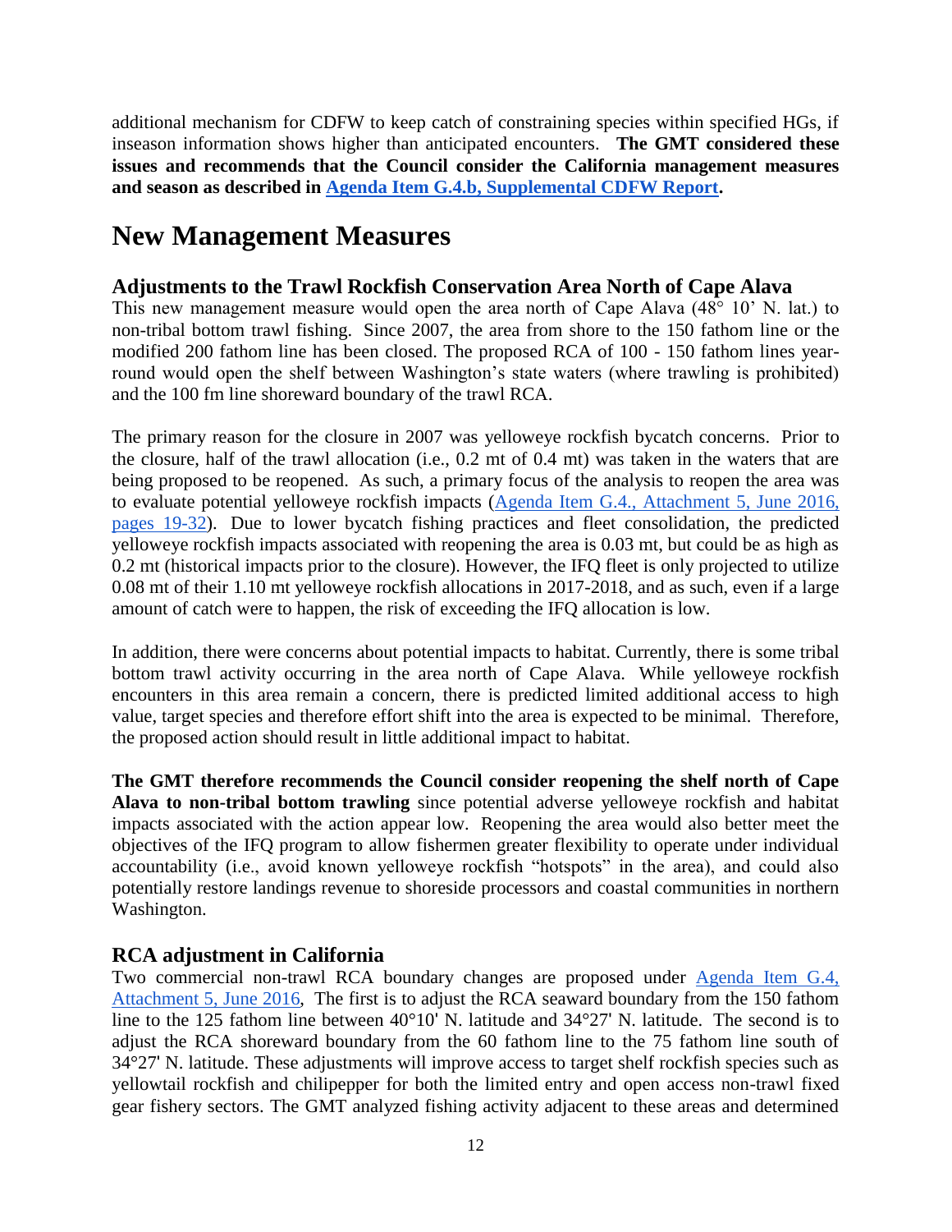additional mechanism for CDFW to keep catch of constraining species within specified HGs, if inseason information shows higher than anticipated encounters. **The GMT considered these issues and recommends that the Council consider the California management measures and season as described in [Agenda Item G.4.b, Supplemental CDFW Report](#).**

# New Management Measures

## Adjustments to the Trawl Rockfish Conservation Area North of Cape Alava

This new management measure would open the area north of Cape Alava (48° 10' N. lat.) to non-tribal bottom trawl fishing. Since 2007, the area from shore to the 150 fathom line or the modified 200 fathom line has been closed. The proposed RCA of 100 - 150 fathom lines year-round would open the shelf between Washington's state waters (where trawling is prohibited) and the 100 fm line shoreward boundary of the trawl RCA.

The primary reason for the closure in 2007 was yelloweye rockfish bycatch concerns. Prior to the closure, half of the trawl allocation (i.e., 0.2 mt of 0.4 mt) was taken in the waters that are being proposed to be reopened. As such, a primary focus of the analysis to reopen the area was to evaluate potential yelloweye rockfish impacts ([Agenda Item G.4., Attachment 5, June 2016, pages 19-32](#)). Due to lower bycatch fishing practices and fleet consolidation, the predicted yelloweye rockfish impacts associated with reopening the area is 0.03 mt, but could be as high as 0.2 mt (historical impacts prior to the closure). However, the IFQ fleet is only projected to utilize 0.08 mt of their 1.10 mt yelloweye rockfish allocations in 2017-2018, and as such, even if a large amount of catch were to happen, the risk of exceeding the IFQ allocation is low.

In addition, there were concerns about potential impacts to habitat. Currently, there is some tribal bottom trawl activity occurring in the area north of Cape Alava. While yelloweye rockfish encounters in this area remain a concern, there is predicted limited additional access to high value, target species and therefore effort shift into the area is expected to be minimal. Therefore, the proposed action should result in little additional impact to habitat.

**The GMT therefore recommends the Council consider reopening the shelf north of Cape Alava to non-tribal bottom trawling** since potential adverse yelloweye rockfish and habitat impacts associated with the action appear low. Reopening the area would also better meet the objectives of the IFQ program to allow fishermen greater flexibility to operate under individual accountability (i.e., avoid known yelloweye rockfish "hotspots" in the area), and could also potentially restore landings revenue to shoreside processors and coastal communities in northern Washington.

## RCA adjustment in California

Two commercial non-trawl RCA boundary changes are proposed under [Agenda Item G.4, Attachment 5, June 2016](#), The first is to adjust the RCA seaward boundary from the 150 fathom line to the 125 fathom line between 40°10' N. latitude and 34°27' N. latitude. The second is to adjust the RCA shoreward boundary from the 60 fathom line to the 75 fathom line south of 34°27' N. latitude. These adjustments will improve access to target shelf rockfish species such as yellowtail rockfish and chilipepper for both the limited entry and open access non-trawl fixed gear fishery sectors. The GMT analyzed fishing activity adjacent to these areas and determined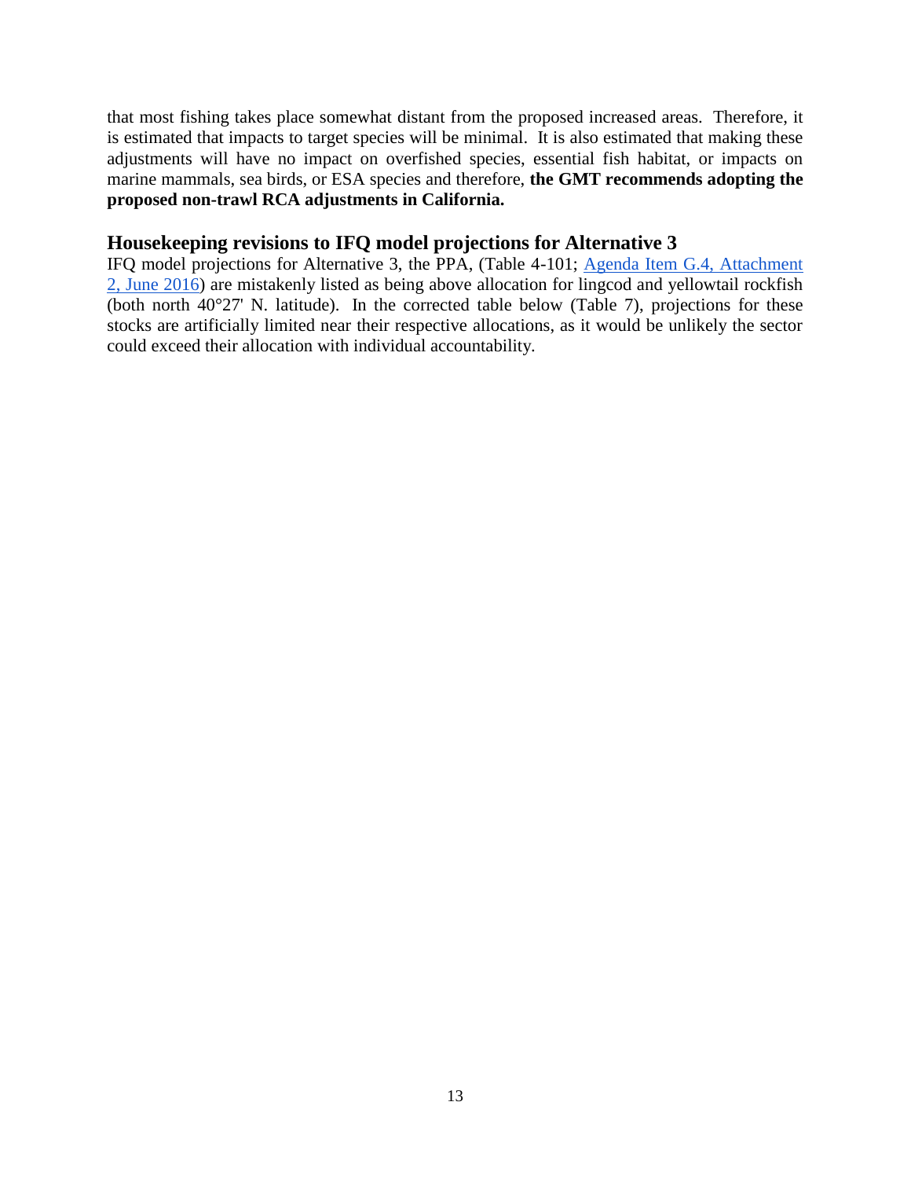that most fishing takes place somewhat distant from the proposed increased areas. Therefore, it is estimated that impacts to target species will be minimal. It is also estimated that making these adjustments will have no impact on overfished species, essential fish habitat, or impacts on marine mammals, sea birds, or ESA species and therefore, **the GMT recommends adopting the proposed non-trawl RCA adjustments in California.**

## Housekeeping revisions to IFQ model projections for Alternative 3

IFQ model projections for Alternative 3, the PPA, (Table 4-101; [Agenda Item G.4, Attachment 2, June 2016]) are mistakenly listed as being above allocation for lingcod and yellowtail rockfish (both north 40°27' N. latitude). In the corrected table below (Table 7), projections for these stocks are artificially limited near their respective allocations, as it would be unlikely the sector could exceed their allocation with individual accountability.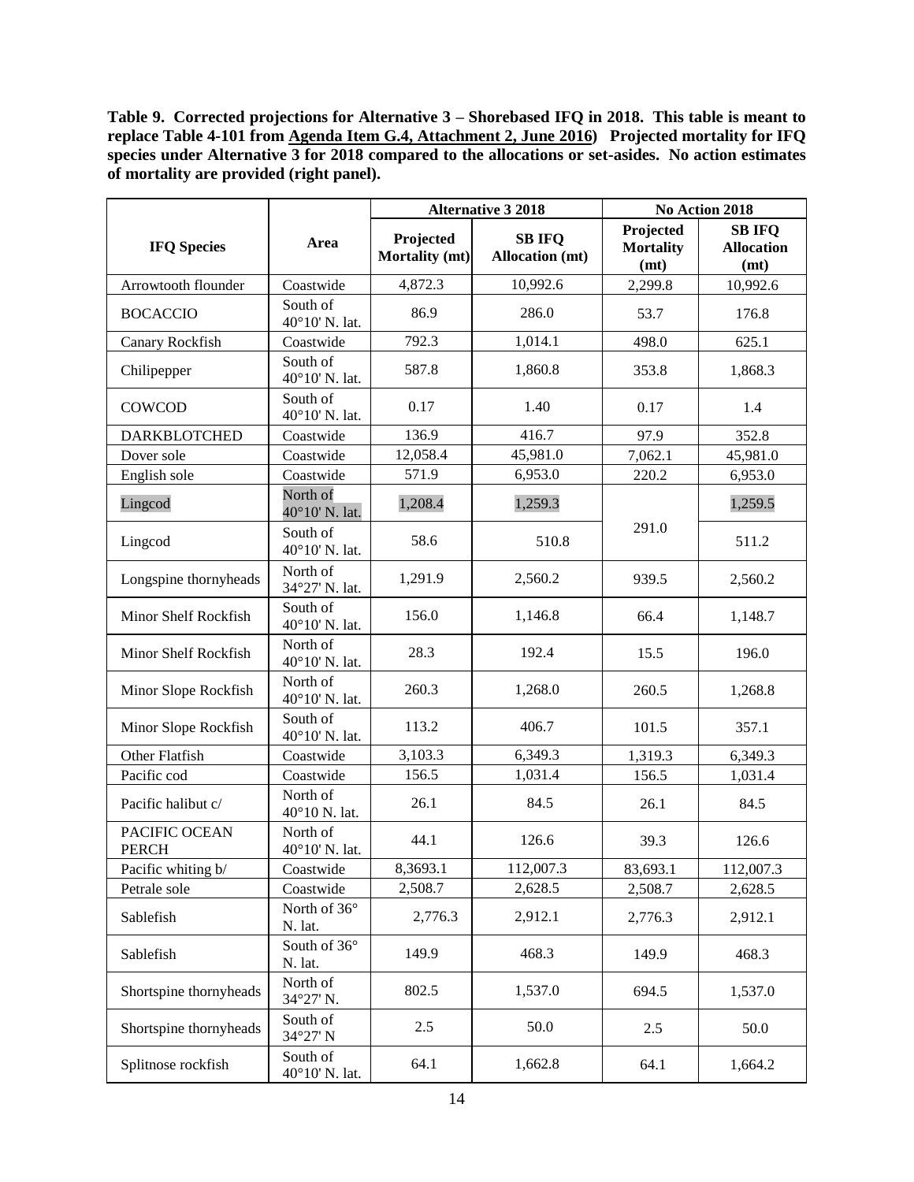**Table 9. Corrected projections for Alternative 3 – Shorebased IFQ in 2018. This table is meant to replace Table 4-101 from Agenda Item G.4, Attachment 2, June 2016) Projected mortality for IFQ species under Alternative 3 for 2018 compared to the allocations or set-asides. No action estimates of mortality are provided (right panel).**

| IFQ Species | Area | Alternative 3 2018 | | No Action 2018 | |
|---|---|---|---|---|---|
| | | Projected Mortality (mt) | SB IFQ Allocation (mt) | Projected Mortality (mt) | SB IFQ Allocation (mt) |
| Arrowtooth flounder | Coastwide | 4,872.3 | 10,992.6 | 2,299.8 | 10,992.6 |
| BOCACCIO | South of 40°10' N. lat. | 86.9 | 286.0 | 53.7 | 176.8 |
| Canary Rockfish | Coastwide | 792.3 | 1,014.1 | 498.0 | 625.1 |
| Chilipepper | South of 40°10' N. lat. | 587.8 | 1,860.8 | 353.8 | 1,868.3 |
| COWCOD | South of 40°10' N. lat. | 0.17 | 1.40 | 0.17 | 1.4 |
| DARKBLOTCHED | Coastwide | 136.9 | 416.7 | 97.9 | 352.8 |
| Dover sole | Coastwide | 12,058.4 | 45,981.0 | 7,062.1 | 45,981.0 |
| English sole | Coastwide | 571.9 | 6,953.0 | 220.2 | 6,953.0 |
| Lingcod | North of 40°10' N. lat. | 1,208.4 | 1,259.3 | 291.0 | 1,259.5 |
| Lingcod | South of 40°10' N. lat. | 58.6 | 510.8 | | 511.2 |
| Longspine thornyheads | North of 34°27' N. lat. | 1,291.9 | 2,560.2 | 939.5 | 2,560.2 |
| Minor Shelf Rockfish | South of 40°10' N. lat. | 156.0 | 1,146.8 | 66.4 | 1,148.7 |
| Minor Shelf Rockfish | North of 40°10' N. lat. | 28.3 | 192.4 | 15.5 | 196.0 |
| Minor Slope Rockfish | North of 40°10' N. lat. | 260.3 | 1,268.0 | 260.5 | 1,268.8 |
| Minor Slope Rockfish | South of 40°10' N. lat. | 113.2 | 406.7 | 101.5 | 357.1 |
| Other Flatfish | Coastwide | 3,103.3 | 6,349.3 | 1,319.3 | 6,349.3 |
| Pacific cod | Coastwide | 156.5 | 1,031.4 | 156.5 | 1,031.4 |
| Pacific halibut c/ | North of 40°10 N. lat. | 26.1 | 84.5 | 26.1 | 84.5 |
| PACIFIC OCEAN PERCH | North of 40°10' N. lat. | 44.1 | 126.6 | 39.3 | 126.6 |
| Pacific whiting b/ | Coastwide | 8,3693.1 | 112,007.3 | 83,693.1 | 112,007.3 |
| Petrale sole | Coastwide | 2,508.7 | 2,628.5 | 2,508.7 | 2,628.5 |
| Sablefish | North of 36° N. lat. | 2,776.3 | 2,912.1 | 2,776.3 | 2,912.1 |
| Sablefish | South of 36° N. lat. | 149.9 | 468.3 | 149.9 | 468.3 |
| Shortspine thornyheads | North of 34°27' N. | 802.5 | 1,537.0 | 694.5 | 1,537.0 |
| Shortspine thornyheads | South of 34°27' N | 2.5 | 50.0 | 2.5 | 50.0 |
| Splitnose rockfish | South of 40°10' N. lat. | 64.1 | 1,662.8 | 64.1 | 1,664.2 |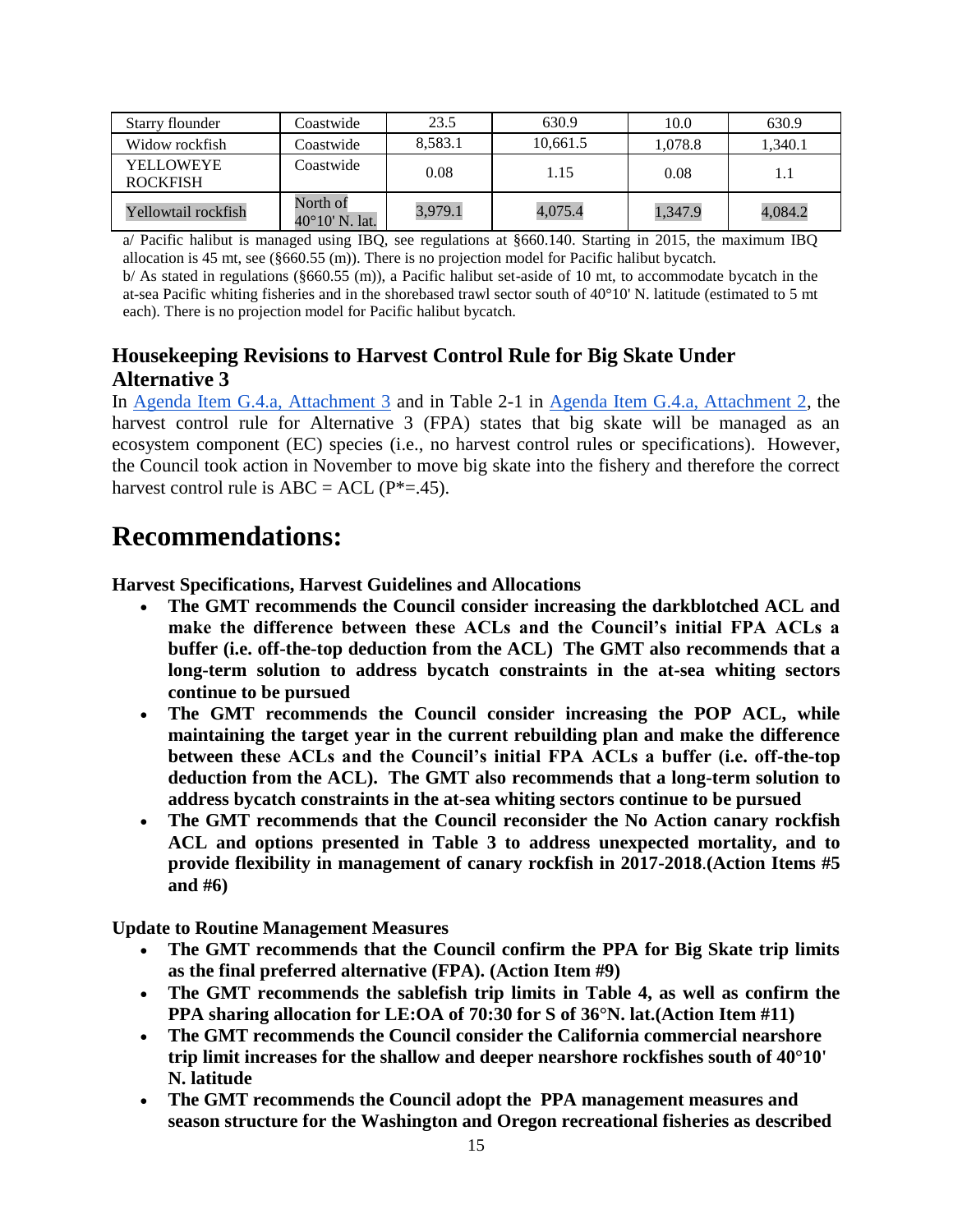| Starry flounder | Coastwide | 23.5 | 630.9 | 10.0 | 630.9 |
|---|---|---|---|---|---|
| Widow rockfish | Coastwide | 8,583.1 | 10,661.5 | 1,078.8 | 1,340.1 |
| YELLOWEYE ROCKFISH | Coastwide | 0.08 | 1.15 | 0.08 | 1.1 |
| Yellowtail rockfish | North of 40°10' N. lat. | 3,979.1 | 4,075.4 | 1,347.9 | 4,084.2 |

a/ Pacific halibut is managed using IBQ, see regulations at §660.140. Starting in 2015, the maximum IBQ allocation is 45 mt, see (§660.55 (m)). There is no projection model for Pacific halibut bycatch.

b/ As stated in regulations (§660.55 (m)), a Pacific halibut set-aside of 10 mt, to accommodate bycatch in the at-sea Pacific whiting fisheries and in the shorebased trawl sector south of 40°10' N. latitude (estimated to 5 mt each). There is no projection model for Pacific halibut bycatch.

## Housekeeping Revisions to Harvest Control Rule for Big Skate Under Alternative 3

In Agenda Item G.4.a, Attachment 3 and in Table 2-1 in Agenda Item G.4.a, Attachment 2, the harvest control rule for Alternative 3 (FPA) states that big skate will be managed as an ecosystem component (EC) species (i.e., no harvest control rules or specifications). However, the Council took action in November to move big skate into the fishery and therefore the correct harvest control rule is ABC = ACL (P*=.45).

# Recommendations:

**Harvest Specifications, Harvest Guidelines and Allocations**

- **The GMT recommends the Council consider increasing the darkblotched ACL and make the difference between these ACLs and the Council's initial FPA ACLs a buffer (i.e. off-the-top deduction from the ACL) The GMT also recommends that a long-term solution to address bycatch constraints in the at-sea whiting sectors continue to be pursued**
- **The GMT recommends the Council consider increasing the POP ACL, while maintaining the target year in the current rebuilding plan and make the difference between these ACLs and the Council's initial FPA ACLs a buffer (i.e. off-the-top deduction from the ACL). The GMT also recommends that a long-term solution to address bycatch constraints in the at-sea whiting sectors continue to be pursued**
- **The GMT recommends that the Council reconsider the No Action canary rockfish ACL and options presented in Table 3 to address unexpected mortality, and to provide flexibility in management of canary rockfish in 2017-2018.(Action Items #5 and #6)**

**Update to Routine Management Measures**

- **The GMT recommends that the Council confirm the PPA for Big Skate trip limits as the final preferred alternative (FPA). (Action Item #9)**
- **The GMT recommends the sablefish trip limits in Table 4, as well as confirm the PPA sharing allocation for LE:OA of 70:30 for S of 36°N. lat.(Action Item #11)**
- **The GMT recommends the Council consider the California commercial nearshore trip limit increases for the shallow and deeper nearshore rockfishes south of 40°10' N. latitude**
- **The GMT recommends the Council adopt the PPA management measures and season structure for the Washington and Oregon recreational fisheries as described**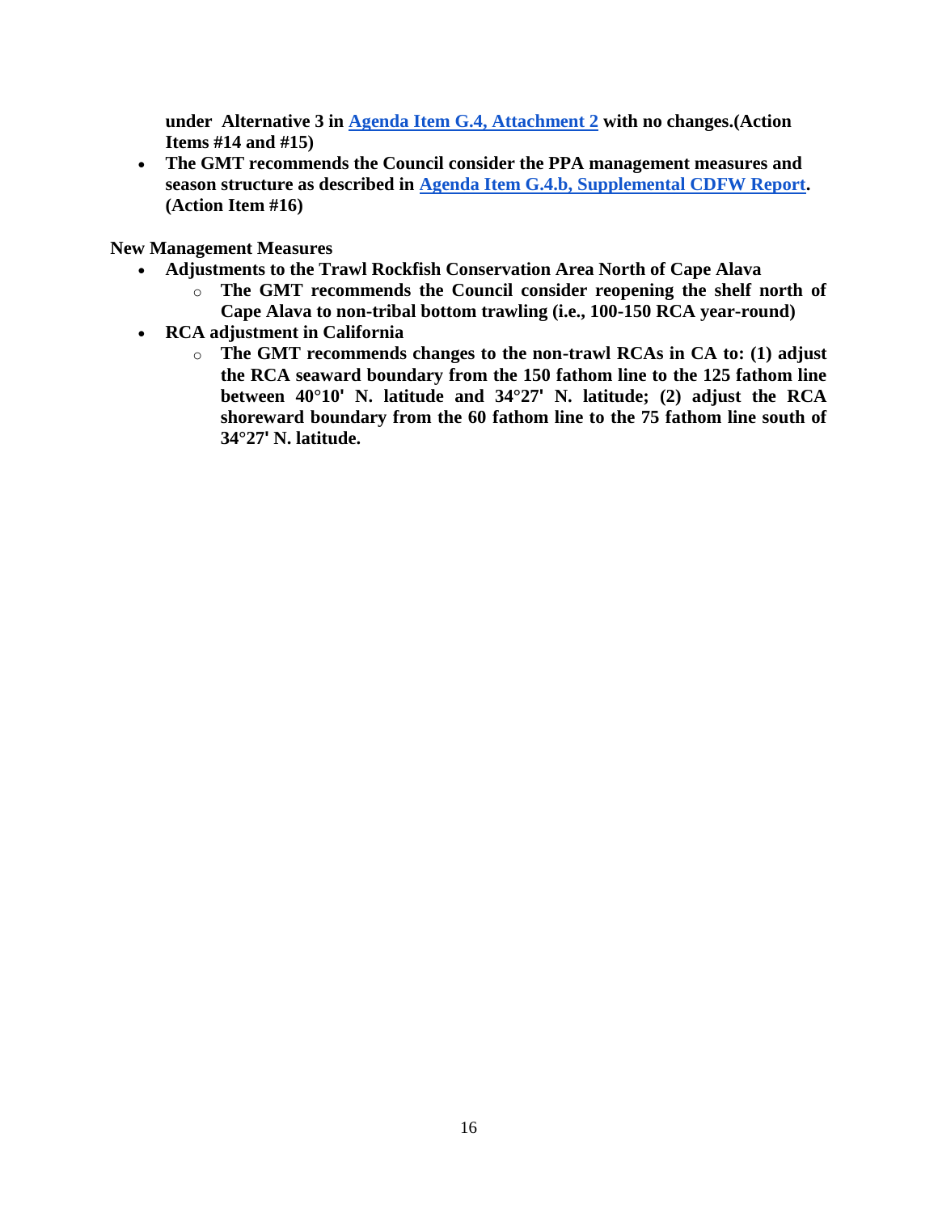**under Alternative 3 in Agenda Item G.4, Attachment 2 with no changes.(Action Items #14 and #15)**

- **The GMT recommends the Council consider the PPA management measures and season structure as described in Agenda Item G.4.b, Supplemental CDFW Report. (Action Item #16)**

**New Management Measures**

- **Adjustments to the Trawl Rockfish Conservation Area North of Cape Alava**
  - **The GMT recommends the Council consider reopening the shelf north of Cape Alava to non-tribal bottom trawling (i.e., 100-150 RCA year-round)**
- **RCA adjustment in California**
  - **The GMT recommends changes to the non-trawl RCAs in CA to: (1) adjust the RCA seaward boundary from the 150 fathom line to the 125 fathom line between 40°10' N. latitude and 34°27' N. latitude; (2) adjust the RCA shoreward boundary from the 60 fathom line to the 75 fathom line south of 34°27' N. latitude.**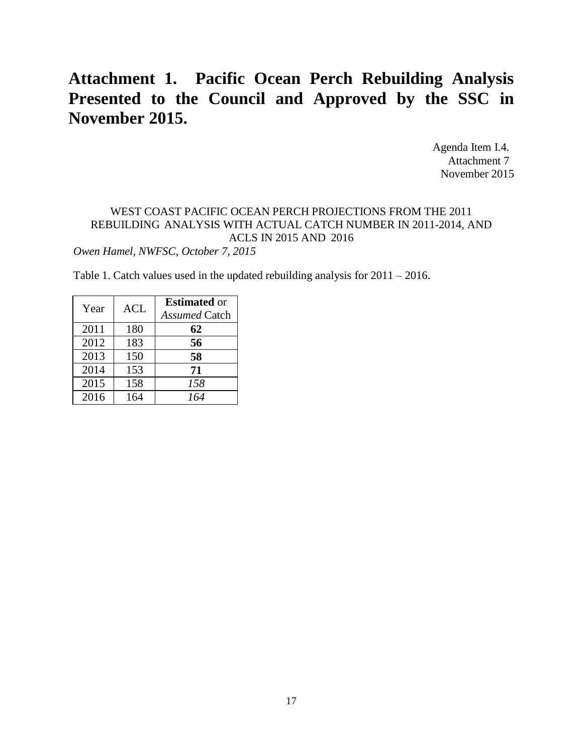# Attachment 1. Pacific Ocean Perch Rebuilding Analysis Presented to the Council and Approved by the SSC in November 2015.

Agenda Item I.4.
Attachment 7
November 2015

WEST COAST PACIFIC OCEAN PERCH PROJECTIONS FROM THE 2011 REBUILDING ANALYSIS WITH ACTUAL CATCH NUMBER IN 2011-2014, AND ACLS IN 2015 AND 2016

*Owen Hamel, NWFSC, October 7, 2015*

Table 1. Catch values used in the updated rebuilding analysis for 2011 – 2016.

| Year | ACL | **Estimated** or *Assumed* Catch |
|---|---|---|
| 2011 | 180 | **62** |
| 2012 | 183 | **56** |
| 2013 | 150 | **58** |
| 2014 | 153 | **71** |
| 2015 | 158 | *158* |
| 2016 | 164 | *164* |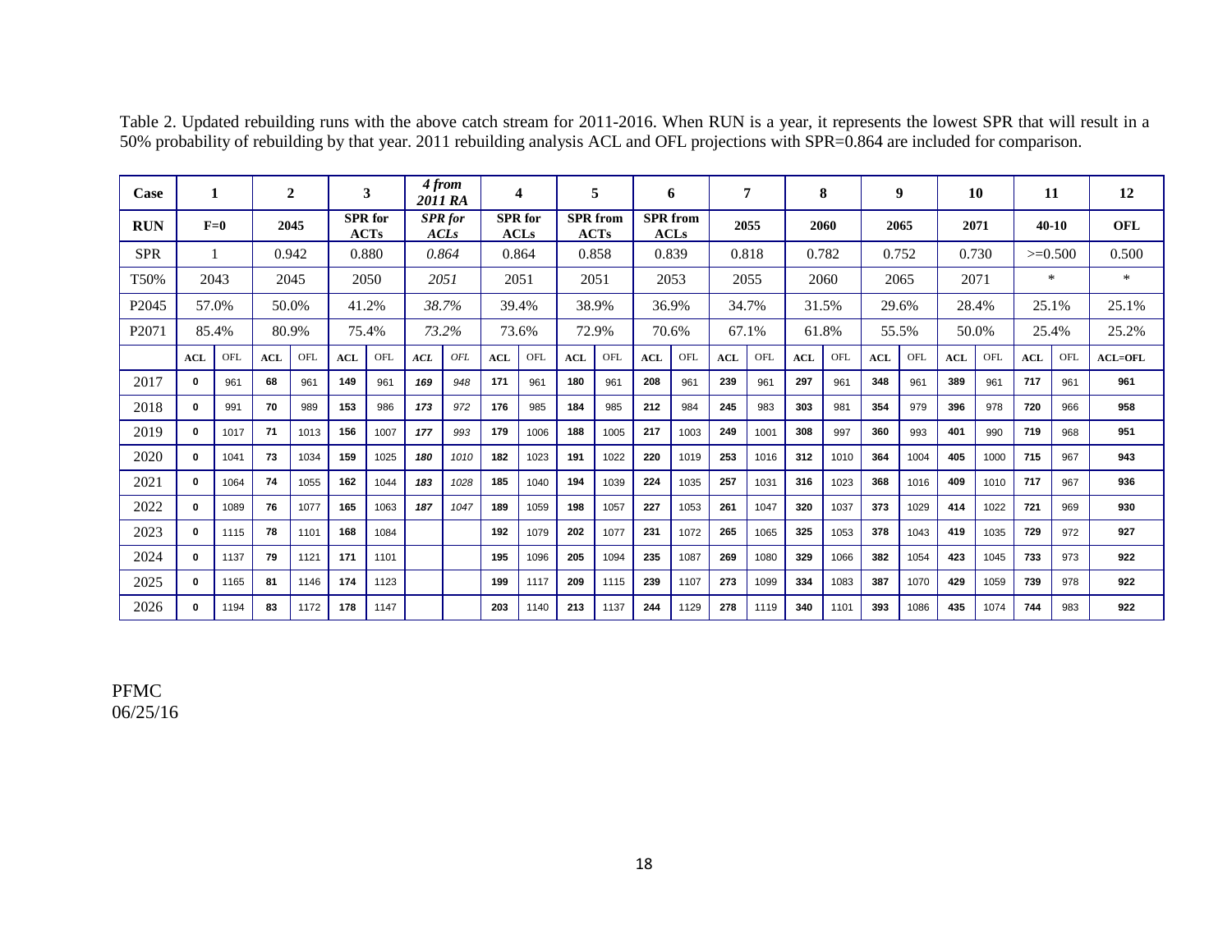Table 2. Updated rebuilding runs with the above catch stream for 2011-2016. When RUN is a year, it represents the lowest SPR that will result in a 50% probability of rebuilding by that year. 2011 rebuilding analysis ACL and OFL projections with SPR=0.864 are included for comparison.

| **Case** | **1** | | **2** | | **3** | | ***4 from 2011 RA*** | | **4** | | **5** | | **6** | | **7** | | **8** | | **9** | | **10** | | **11** | | **12** |
|---|---|---|---|---|---|---|---|---|---|---|---|---|---|---|---|---|---|---|---|---|---|---|---|---|---|
| **RUN** | **F=0** | | **2045** | | **SPR for ACTs** | | ***SPR for ACLs*** | | **SPR for ACLs** | | **SPR from ACTs** | | **SPR from ACLs** | | **2055** | | **2060** | | **2065** | | **2071** | | **40-10** | | **OFL** |
| SPR | 1 | | 0.942 | | 0.880 | | *0.864* | | 0.864 | | 0.858 | | 0.839 | | 0.818 | | 0.782 | | 0.752 | | 0.730 | | >=0.500 | | 0.500 |
| T50% | 2043 | | 2045 | | 2050 | | *2051* | | 2051 | | 2051 | | 2053 | | 2055 | | 2060 | | 2065 | | 2071 | | * | | * |
| P2045 | 57.0% | | 50.0% | | 41.2% | | *38.7%* | | 39.4% | | 38.9% | | 36.9% | | 34.7% | | 31.5% | | 29.6% | | 28.4% | | 25.1% | | 25.1% |
| P2071 | 85.4% | | 80.9% | | 75.4% | | *73.2%* | | 73.6% | | 72.9% | | 70.6% | | 67.1% | | 61.8% | | 55.5% | | 50.0% | | 25.4% | | 25.2% |
| | **ACL** | OFL | **ACL** | OFL | **ACL** | OFL | ***ACL*** | *OFL* | **ACL** | OFL | **ACL** | OFL | **ACL** | OFL | **ACL** | OFL | **ACL** | OFL | **ACL** | OFL | **ACL** | OFL | **ACL** | OFL | **ACL=OFL** |
| 2017 | **0** | 961 | **68** | 961 | **149** | 961 | ***169*** | *948* | **171** | 961 | **180** | 961 | **208** | 961 | **239** | 961 | **297** | 961 | **348** | 961 | **389** | 961 | **717** | 961 | **961** |
| 2018 | **0** | 991 | **70** | 989 | **153** | 986 | ***173*** | *972* | **176** | 985 | **184** | 985 | **212** | 984 | **245** | 983 | **303** | 981 | **354** | 979 | **396** | 978 | **720** | 966 | **958** |
| 2019 | **0** | 1017 | **71** | 1013 | **156** | 1007 | ***177*** | *993* | **179** | 1006 | **188** | 1005 | **217** | 1003 | **249** | 1001 | **308** | 997 | **360** | 993 | **401** | 990 | **719** | 968 | **951** |
| 2020 | **0** | 1041 | **73** | 1034 | **159** | 1025 | ***180*** | *1010* | **182** | 1023 | **191** | 1022 | **220** | 1019 | **253** | 1016 | **312** | 1010 | **364** | 1004 | **405** | 1000 | **715** | 967 | **943** |
| 2021 | **0** | 1064 | **74** | 1055 | **162** | 1044 | ***183*** | *1028* | **185** | 1040 | **194** | 1039 | **224** | 1035 | **257** | 1031 | **316** | 1023 | **368** | 1016 | **409** | 1010 | **717** | 967 | **936** |
| 2022 | **0** | 1089 | **76** | 1077 | **165** | 1063 | ***187*** | *1047* | **189** | 1059 | **198** | 1057 | **227** | 1053 | **261** | 1047 | **320** | 1037 | **373** | 1029 | **414** | 1022 | **721** | 969 | **930** |
| 2023 | **0** | 1115 | **78** | 1101 | **168** | 1084 | | | **192** | 1079 | **202** | 1077 | **231** | 1072 | **265** | 1065 | **325** | 1053 | **378** | 1043 | **419** | 1035 | **729** | 972 | **927** |
| 2024 | **0** | 1137 | **79** | 1121 | **171** | 1101 | | | **195** | 1096 | **205** | 1094 | **235** | 1087 | **269** | 1080 | **329** | 1066 | **382** | 1054 | **423** | 1045 | **733** | 973 | **922** |
| 2025 | **0** | 1165 | **81** | 1146 | **174** | 1123 | | | **199** | 1117 | **209** | 1115 | **239** | 1107 | **273** | 1099 | **334** | 1083 | **387** | 1070 | **429** | 1059 | **739** | 978 | **922** |
| 2026 | **0** | 1194 | **83** | 1172 | **178** | 1147 | | | **203** | 1140 | **213** | 1137 | **244** | 1129 | **278** | 1119 | **340** | 1101 | **393** | 1086 | **435** | 1074 | **744** | 983 | **922** |

PFMC
06/25/16